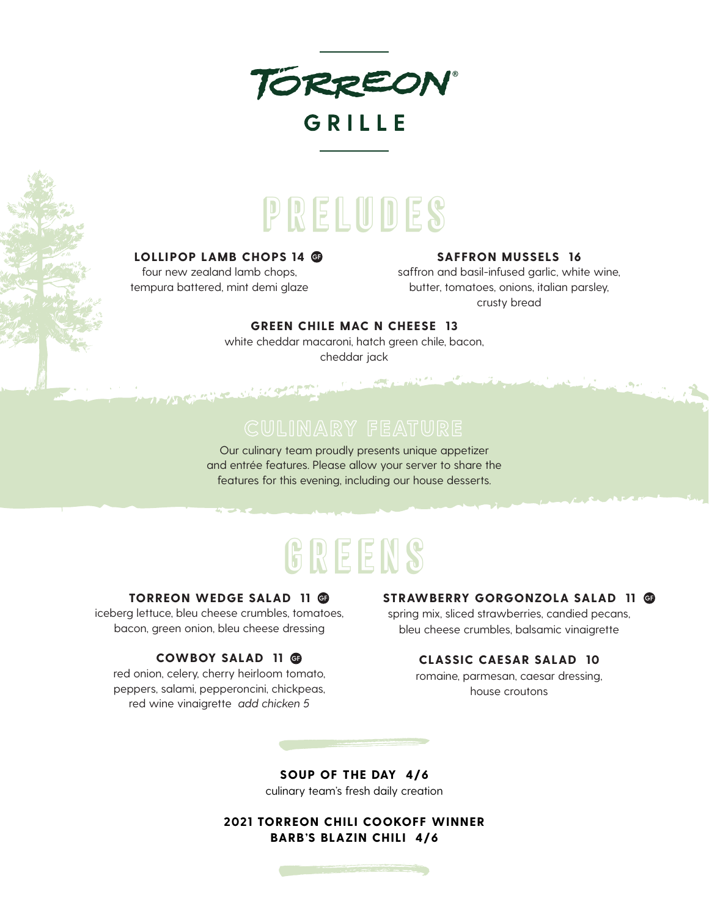# TÖRREON®
## GRILLE

## PRELUDES

**LOLLIPOP LAMB CHOPS 14** GF
four new zealand lamb chops, tempura battered, mint demi glaze

**SAFFRON MUSSELS 16**
saffron and basil-infused garlic, white wine, butter, tomatoes, onions, italian parsley, crusty bread

**GREEN CHILE MAC N CHEESE 13**
white cheddar macaroni, hatch green chile, bacon, cheddar jack

## CULINARY FEATURE

Our culinary team proudly presents unique appetizer and entrée features. Please allow your server to share the features for this evening, including our house desserts.

## GREENS

**TORREON WEDGE SALAD 11** GF
iceberg lettuce, bleu cheese crumbles, tomatoes, bacon, green onion, bleu cheese dressing

**COWBOY SALAD 11** GF
red onion, celery, cherry heirloom tomato, peppers, salami, pepperoncini, chickpeas, red wine vinaigrette *add chicken 5*

**STRAWBERRY GORGONZOLA SALAD 11** GF
spring mix, sliced strawberries, candied pecans, bleu cheese crumbles, balsamic vinaigrette

**CLASSIC CAESAR SALAD 10**
romaine, parmesan, caesar dressing, house croutons

**SOUP OF THE DAY 4/6**
culinary team's fresh daily creation

**2021 TORREON CHILI COOKOFF WINNER**
**BARB'S BLAZIN CHILI 4/6**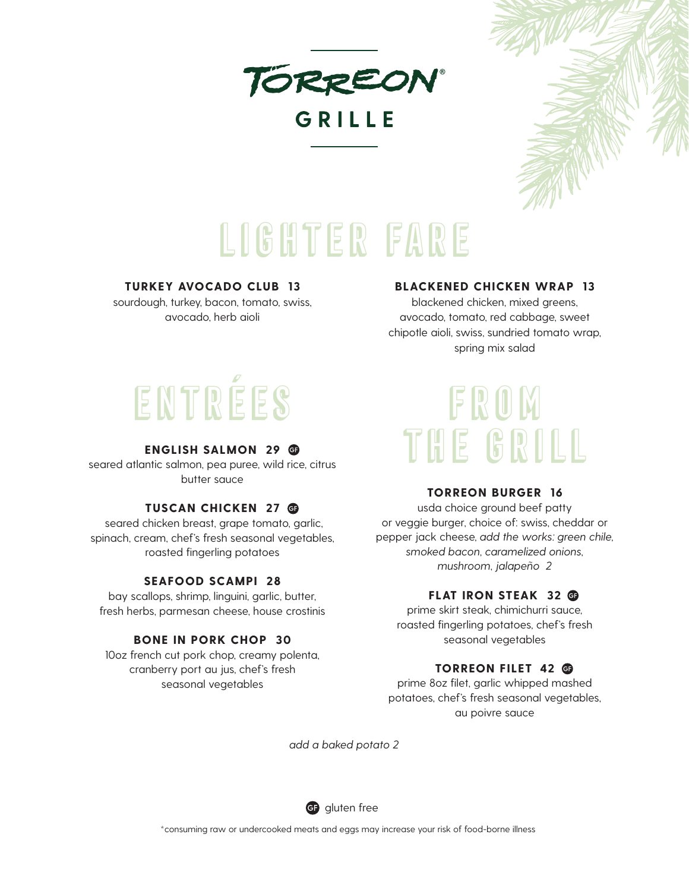# TÖRREON® GRILLE

## LIGHTER FARE

**TURKEY AVOCADO CLUB 13**
sourdough, turkey, bacon, tomato, swiss, avocado, herb aioli

**BLACKENED CHICKEN WRAP 13**
blackened chicken, mixed greens, avocado, tomato, red cabbage, sweet chipotle aioli, swiss, sundried tomato wrap, spring mix salad

## ENTRÉES

**ENGLISH SALMON 29** GF
seared atlantic salmon, pea puree, wild rice, citrus butter sauce

**TUSCAN CHICKEN 27** GF
seared chicken breast, grape tomato, garlic, spinach, cream, chef's fresh seasonal vegetables, roasted fingerling potatoes

**SEAFOOD SCAMPI 28**
bay scallops, shrimp, linguini, garlic, butter, fresh herbs, parmesan cheese, house crostinis

**BONE IN PORK CHOP 30**
10oz french cut pork chop, creamy polenta, cranberry port au jus, chef's fresh seasonal vegetables

## FROM THE GRILL

**TORREON BURGER 16**
usda choice ground beef patty or veggie burger, choice of: swiss, cheddar or pepper jack cheese, *add the works: green chile, smoked bacon, caramelized onions, mushroom, jalapeño 2*

**FLAT IRON STEAK 32** GF
prime skirt steak, chimichurri sauce, roasted fingerling potatoes, chef's fresh seasonal vegetables

**TORREON FILET 42** GF
prime 8oz filet, garlic whipped mashed potatoes, chef's fresh seasonal vegetables, au poivre sauce

*add a baked potato 2*

GF gluten free

*consuming raw or undercooked meats and eggs may increase your risk of food-borne illness